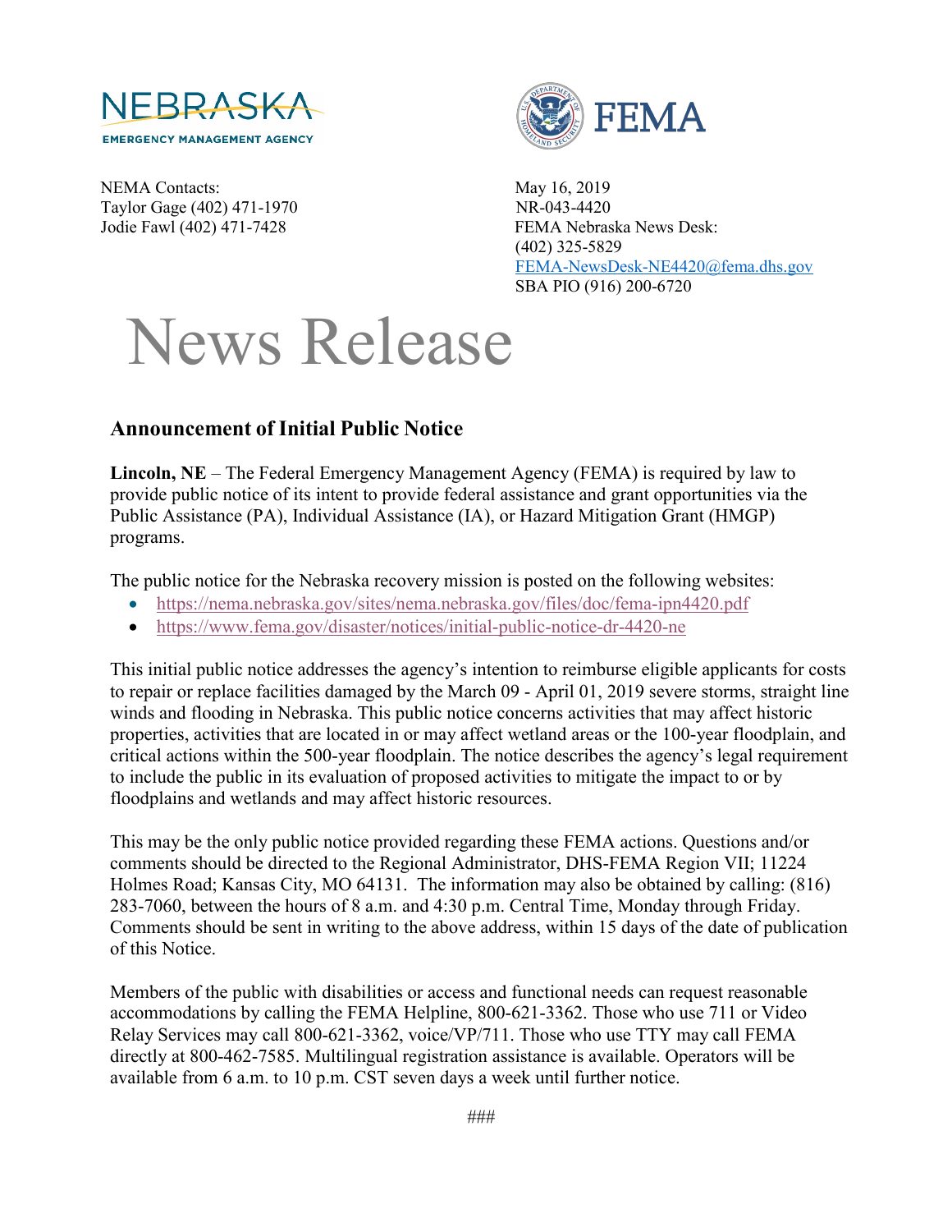NEMA Contacts:
Taylor Gage (402) 471-1970
Jodie Fawl (402) 471-7428

May 16, 2019
NR-043-4420
FEMA Nebraska News Desk:
(402) 325-5829
FEMA-NewsDesk-NE4420@fema.dhs.gov
SBA PIO (916) 200-6720

# News Release

## Announcement of Initial Public Notice

**Lincoln, NE** – The Federal Emergency Management Agency (FEMA) is required by law to provide public notice of its intent to provide federal assistance and grant opportunities via the Public Assistance (PA), Individual Assistance (IA), or Hazard Mitigation Grant (HMGP) programs.

The public notice for the Nebraska recovery mission is posted on the following websites:

- https://nema.nebraska.gov/sites/nema.nebraska.gov/files/doc/fema-ipn4420.pdf
- https://www.fema.gov/disaster/notices/initial-public-notice-dr-4420-ne

This initial public notice addresses the agency's intention to reimburse eligible applicants for costs to repair or replace facilities damaged by the March 09 - April 01, 2019 severe storms, straight line winds and flooding in Nebraska. This public notice concerns activities that may affect historic properties, activities that are located in or may affect wetland areas or the 100-year floodplain, and critical actions within the 500-year floodplain. The notice describes the agency's legal requirement to include the public in its evaluation of proposed activities to mitigate the impact to or by floodplains and wetlands and may affect historic resources.

This may be the only public notice provided regarding these FEMA actions. Questions and/or comments should be directed to the Regional Administrator, DHS-FEMA Region VII; 11224 Holmes Road; Kansas City, MO 64131. The information may also be obtained by calling: (816) 283-7060, between the hours of 8 a.m. and 4:30 p.m. Central Time, Monday through Friday. Comments should be sent in writing to the above address, within 15 days of the date of publication of this Notice.

Members of the public with disabilities or access and functional needs can request reasonable accommodations by calling the FEMA Helpline, 800-621-3362. Those who use 711 or Video Relay Services may call 800-621-3362, voice/VP/711. Those who use TTY may call FEMA directly at 800-462-7585. Multilingual registration assistance is available. Operators will be available from 6 a.m. to 10 p.m. CST seven days a week until further notice.

###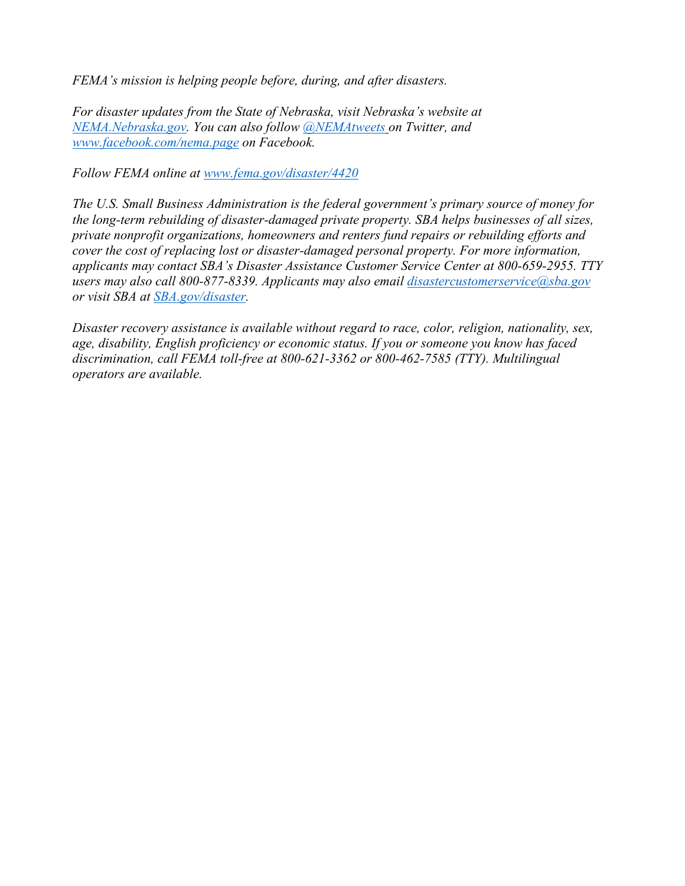*FEMA's mission is helping people before, during, and after disasters.*

*For disaster updates from the State of Nebraska, visit Nebraska's website at [NEMA.Nebraska.gov](NEMA.Nebraska.gov). You can also follow [@NEMAtweets](@NEMAtweets) on Twitter, and [www.facebook.com/nema.page](www.facebook.com/nema.page) on Facebook.*

*Follow FEMA online at [www.fema.gov/disaster/4420](www.fema.gov/disaster/4420)*

*The U.S. Small Business Administration is the federal government's primary source of money for the long-term rebuilding of disaster-damaged private property. SBA helps businesses of all sizes, private nonprofit organizations, homeowners and renters fund repairs or rebuilding efforts and cover the cost of replacing lost or disaster-damaged personal property. For more information, applicants may contact SBA's Disaster Assistance Customer Service Center at 800-659-2955. TTY users may also call 800-877-8339. Applicants may also email [disastercustomerservice@sba.gov](disastercustomerservice@sba.gov) or visit SBA at [SBA.gov/disaster](SBA.gov/disaster).*

*Disaster recovery assistance is available without regard to race, color, religion, nationality, sex, age, disability, English proficiency or economic status. If you or someone you know has faced discrimination, call FEMA toll-free at 800-621-3362 or 800-462-7585 (TTY). Multilingual operators are available.*